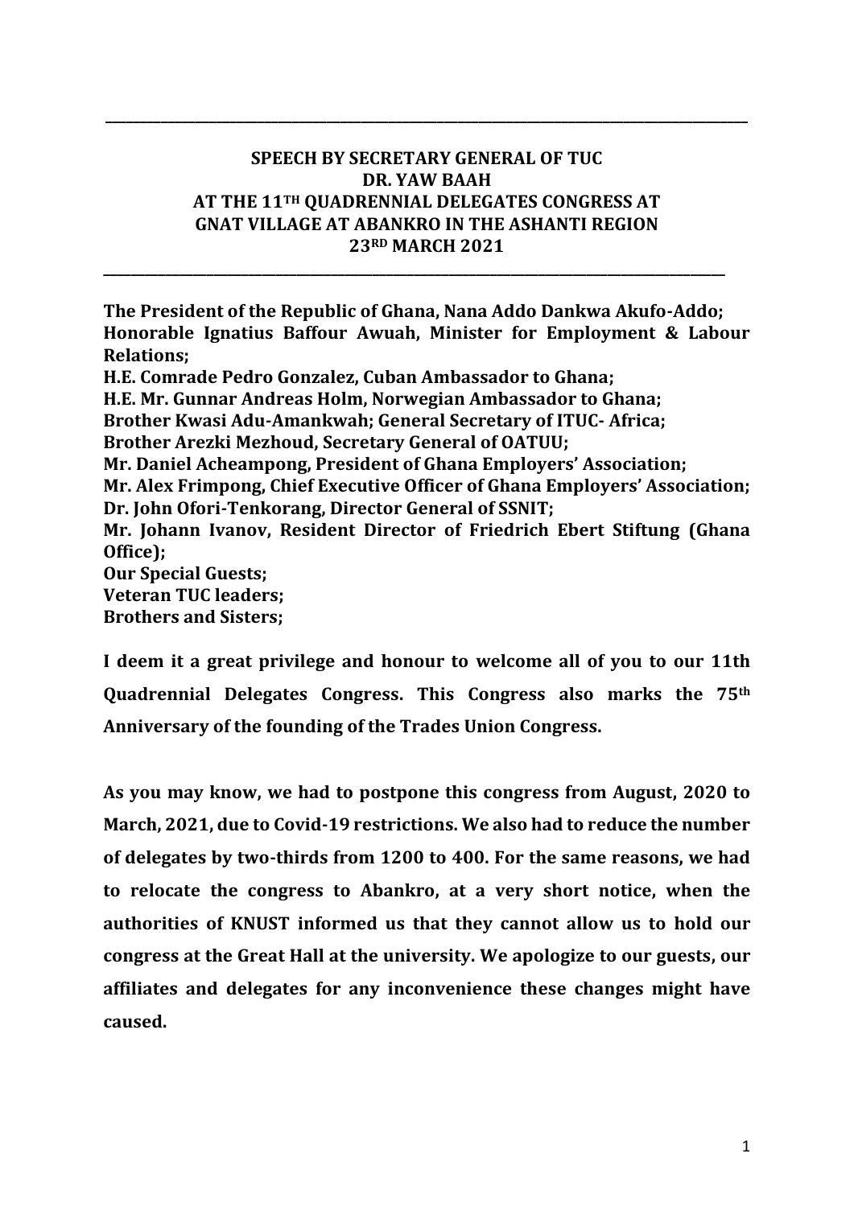---

**SPEECH BY SECRETARY GENERAL OF TUC**
**DR. YAW BAAH**
**AT THE 11TH QUADRENNIAL DELEGATES CONGRESS AT**
**GNAT VILLAGE AT ABANKRO IN THE ASHANTI REGION**
**23RD MARCH 2021**

---

**The President of the Republic of Ghana, Nana Addo Dankwa Akufo-Addo;**
**Honorable Ignatius Baffour Awuah, Minister for Employment & Labour Relations;**
**H.E. Comrade Pedro Gonzalez, Cuban Ambassador to Ghana;**
**H.E. Mr. Gunnar Andreas Holm, Norwegian Ambassador to Ghana;**
**Brother Kwasi Adu-Amankwah; General Secretary of ITUC- Africa;**
**Brother Arezki Mezhoud, Secretary General of OATUU;**
**Mr. Daniel Acheampong, President of Ghana Employers' Association;**
**Mr. Alex Frimpong, Chief Executive Officer of Ghana Employers' Association;**
**Dr. John Ofori-Tenkorang, Director General of SSNIT;**
**Mr. Johann Ivanov, Resident Director of Friedrich Ebert Stiftung (Ghana Office);**
**Our Special Guests;**
**Veteran TUC leaders;**
**Brothers and Sisters;**

**I deem it a great privilege and honour to welcome all of you to our 11th Quadrennial Delegates Congress. This Congress also marks the 75th Anniversary of the founding of the Trades Union Congress.**

**As you may know, we had to postpone this congress from August, 2020 to March, 2021, due to Covid-19 restrictions. We also had to reduce the number of delegates by two-thirds from 1200 to 400. For the same reasons, we had to relocate the congress to Abankro, at a very short notice, when the authorities of KNUST informed us that they cannot allow us to hold our congress at the Great Hall at the university. We apologize to our guests, our affiliates and delegates for any inconvenience these changes might have caused.**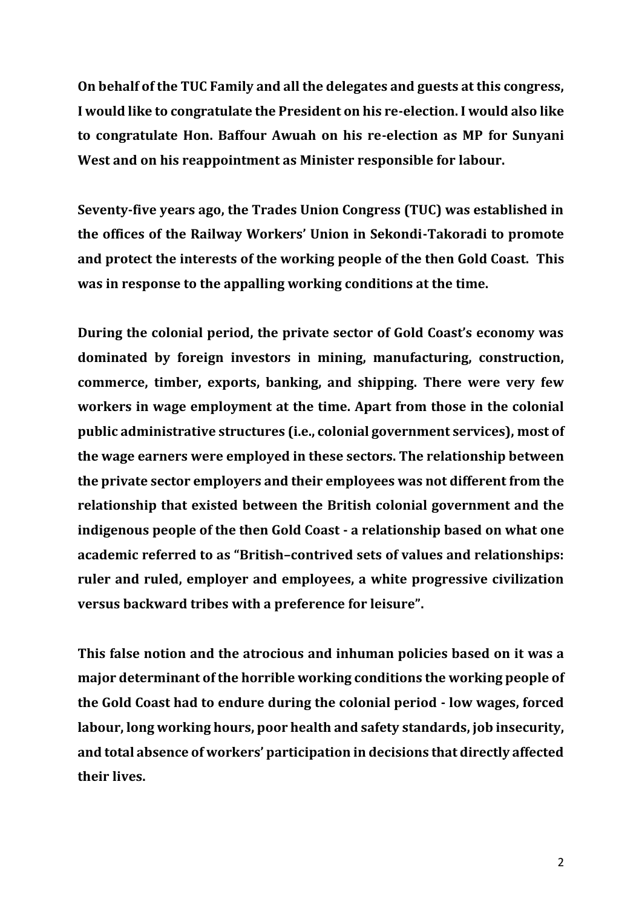**On behalf of the TUC Family and all the delegates and guests at this congress, I would like to congratulate the President on his re-election. I would also like to congratulate Hon. Baffour Awuah on his re-election as MP for Sunyani West and on his reappointment as Minister responsible for labour.**

**Seventy-five years ago, the Trades Union Congress (TUC) was established in the offices of the Railway Workers' Union in Sekondi-Takoradi to promote and protect the interests of the working people of the then Gold Coast. This was in response to the appalling working conditions at the time.**

**During the colonial period, the private sector of Gold Coast's economy was dominated by foreign investors in mining, manufacturing, construction, commerce, timber, exports, banking, and shipping. There were very few workers in wage employment at the time. Apart from those in the colonial public administrative structures (i.e., colonial government services), most of the wage earners were employed in these sectors. The relationship between the private sector employers and their employees was not different from the relationship that existed between the British colonial government and the indigenous people of the then Gold Coast - a relationship based on what one academic referred to as "British–contrived sets of values and relationships: ruler and ruled, employer and employees, a white progressive civilization versus backward tribes with a preference for leisure".**

**This false notion and the atrocious and inhuman policies based on it was a major determinant of the horrible working conditions the working people of the Gold Coast had to endure during the colonial period - low wages, forced labour, long working hours, poor health and safety standards, job insecurity, and total absence of workers' participation in decisions that directly affected their lives.**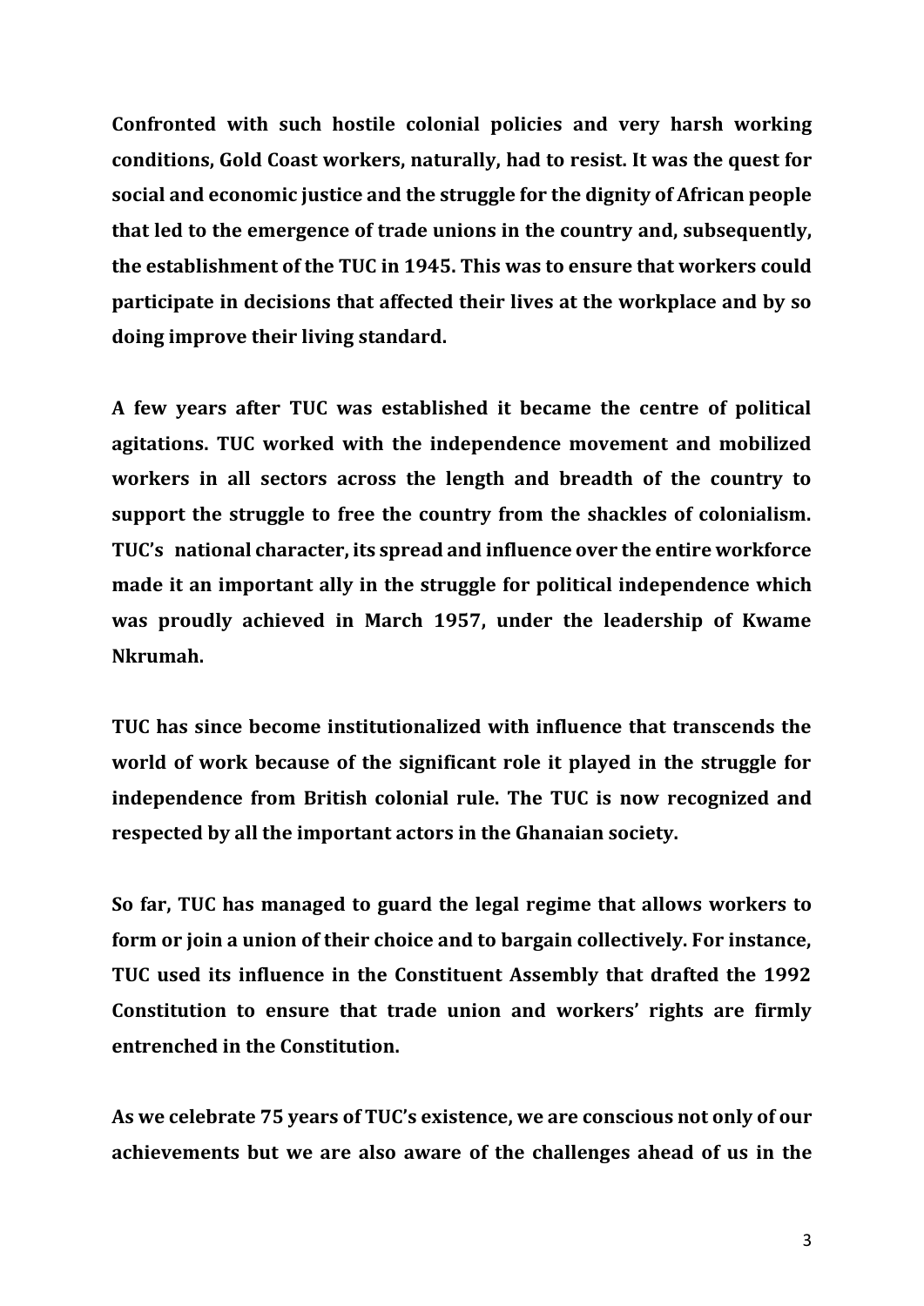**Confronted with such hostile colonial policies and very harsh working conditions, Gold Coast workers, naturally, had to resist. It was the quest for social and economic justice and the struggle for the dignity of African people that led to the emergence of trade unions in the country and, subsequently, the establishment of the TUC in 1945. This was to ensure that workers could participate in decisions that affected their lives at the workplace and by so doing improve their living standard.**

**A few years after TUC was established it became the centre of political agitations. TUC worked with the independence movement and mobilized workers in all sectors across the length and breadth of the country to support the struggle to free the country from the shackles of colonialism. TUC's national character, its spread and influence over the entire workforce made it an important ally in the struggle for political independence which was proudly achieved in March 1957, under the leadership of Kwame Nkrumah.**

**TUC has since become institutionalized with influence that transcends the world of work because of the significant role it played in the struggle for independence from British colonial rule. The TUC is now recognized and respected by all the important actors in the Ghanaian society.**

**So far, TUC has managed to guard the legal regime that allows workers to form or join a union of their choice and to bargain collectively. For instance, TUC used its influence in the Constituent Assembly that drafted the 1992 Constitution to ensure that trade union and workers' rights are firmly entrenched in the Constitution.**

**As we celebrate 75 years of TUC's existence, we are conscious not only of our achievements but we are also aware of the challenges ahead of us in the**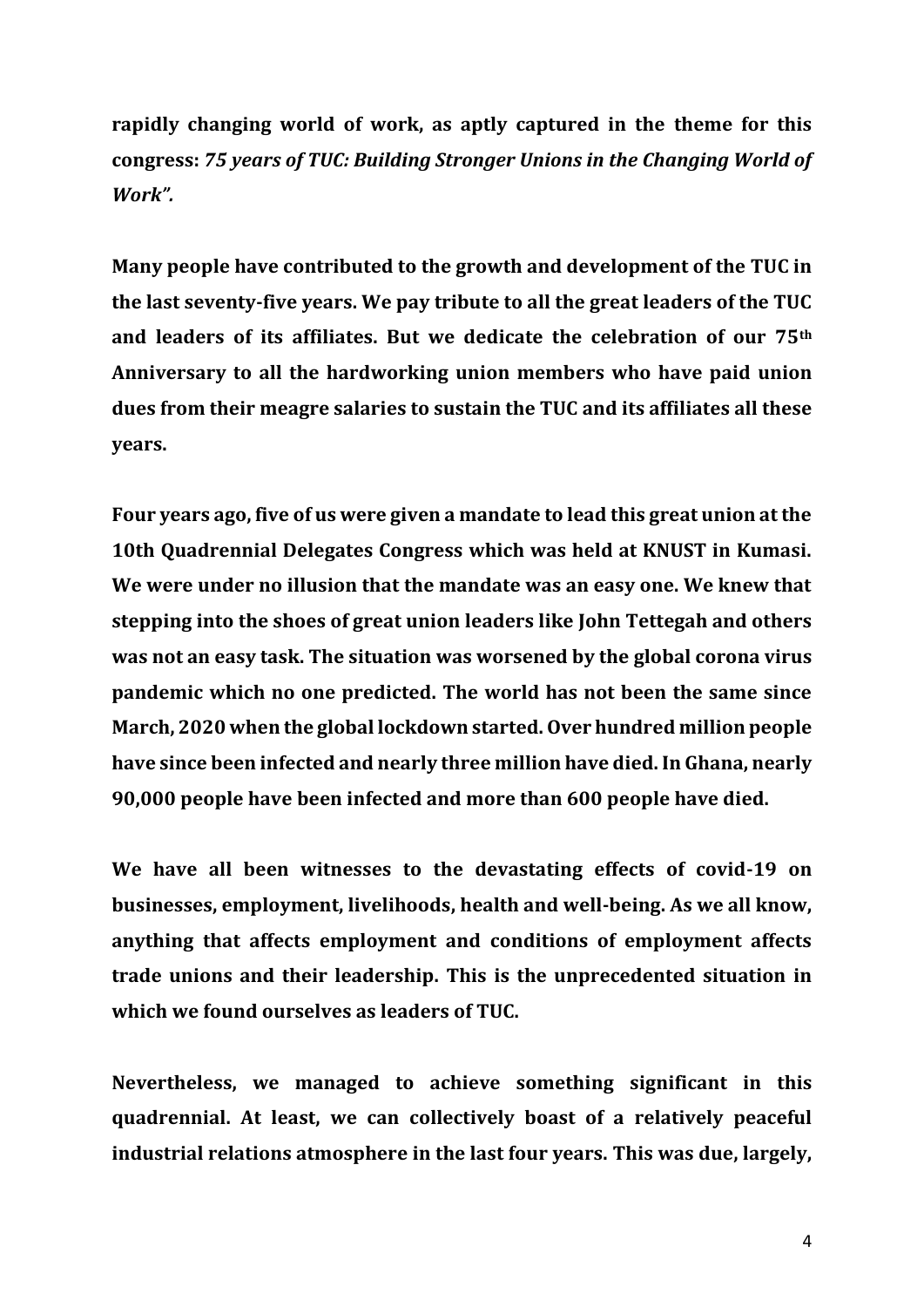**rapidly changing world of work, as aptly captured in the theme for this congress:** ***75 years of TUC: Building Stronger Unions in the Changing World of Work".***

**Many people have contributed to the growth and development of the TUC in the last seventy-five years. We pay tribute to all the great leaders of the TUC and leaders of its affiliates. But we dedicate the celebration of our 75th Anniversary to all the hardworking union members who have paid union dues from their meagre salaries to sustain the TUC and its affiliates all these years.**

**Four years ago, five of us were given a mandate to lead this great union at the 10th Quadrennial Delegates Congress which was held at KNUST in Kumasi. We were under no illusion that the mandate was an easy one. We knew that stepping into the shoes of great union leaders like John Tettegah and others was not an easy task. The situation was worsened by the global corona virus pandemic which no one predicted. The world has not been the same since March, 2020 when the global lockdown started. Over hundred million people have since been infected and nearly three million have died. In Ghana, nearly 90,000 people have been infected and more than 600 people have died.**

**We have all been witnesses to the devastating effects of covid-19 on businesses, employment, livelihoods, health and well-being. As we all know, anything that affects employment and conditions of employment affects trade unions and their leadership. This is the unprecedented situation in which we found ourselves as leaders of TUC.**

**Nevertheless, we managed to achieve something significant in this quadrennial. At least, we can collectively boast of a relatively peaceful industrial relations atmosphere in the last four years. This was due, largely,**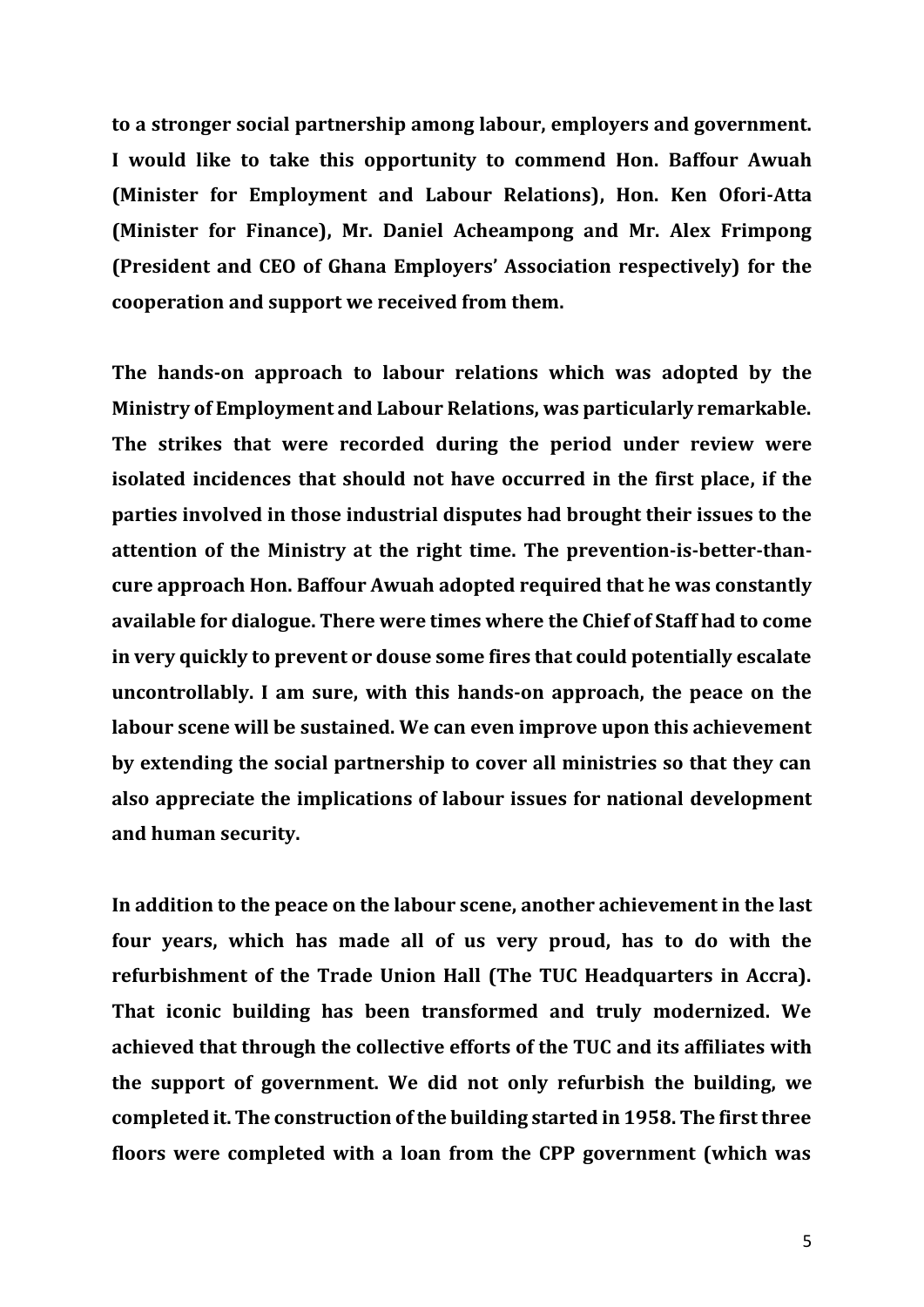**to a stronger social partnership among labour, employers and government. I would like to take this opportunity to commend Hon. Baffour Awuah (Minister for Employment and Labour Relations), Hon. Ken Ofori-Atta (Minister for Finance), Mr. Daniel Acheampong and Mr. Alex Frimpong (President and CEO of Ghana Employers' Association respectively) for the cooperation and support we received from them.**

**The hands-on approach to labour relations which was adopted by the Ministry of Employment and Labour Relations, was particularly remarkable. The strikes that were recorded during the period under review were isolated incidences that should not have occurred in the first place, if the parties involved in those industrial disputes had brought their issues to the attention of the Ministry at the right time. The prevention-is-better-than-cure approach Hon. Baffour Awuah adopted required that he was constantly available for dialogue. There were times where the Chief of Staff had to come in very quickly to prevent or douse some fires that could potentially escalate uncontrollably. I am sure, with this hands-on approach, the peace on the labour scene will be sustained. We can even improve upon this achievement by extending the social partnership to cover all ministries so that they can also appreciate the implications of labour issues for national development and human security.**

**In addition to the peace on the labour scene, another achievement in the last four years, which has made all of us very proud, has to do with the refurbishment of the Trade Union Hall (The TUC Headquarters in Accra). That iconic building has been transformed and truly modernized. We achieved that through the collective efforts of the TUC and its affiliates with the support of government. We did not only refurbish the building, we completed it. The construction of the building started in 1958. The first three floors were completed with a loan from the CPP government (which was**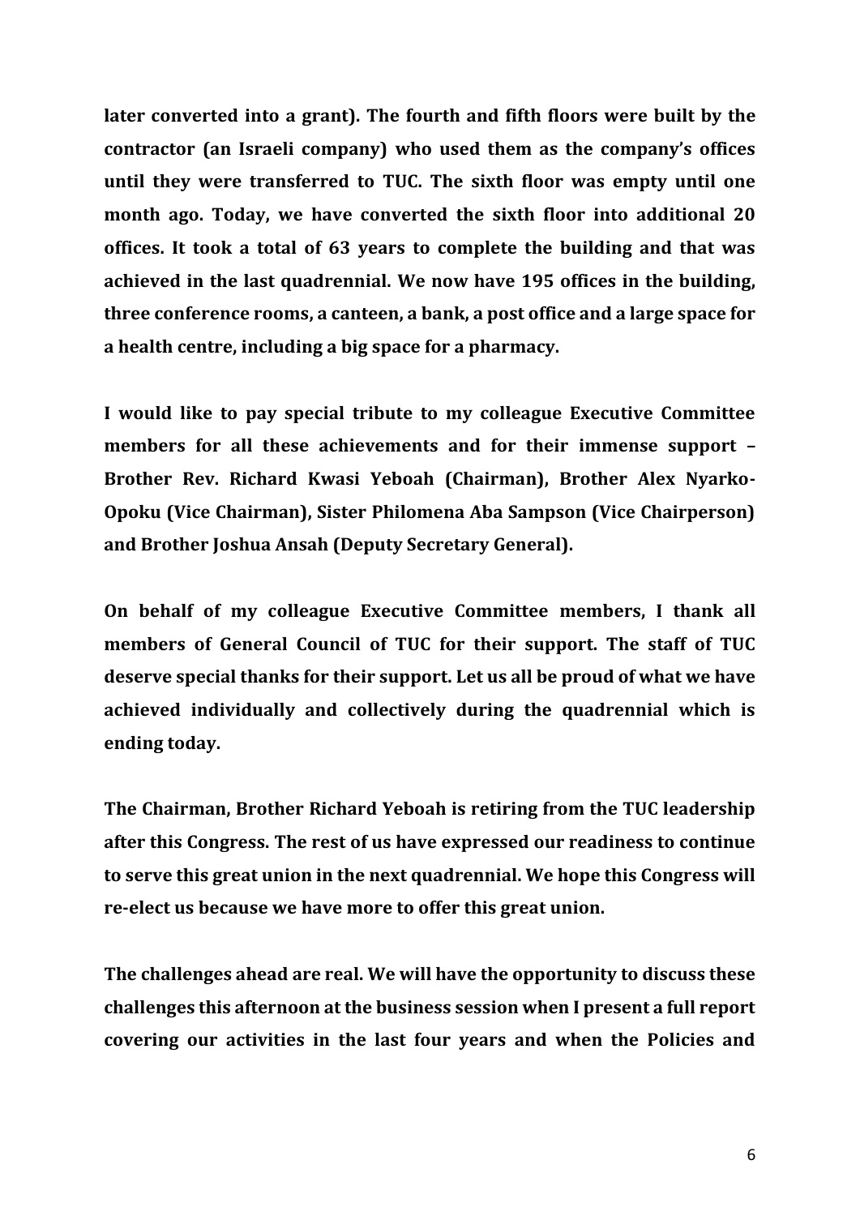**later converted into a grant). The fourth and fifth floors were built by the contractor (an Israeli company) who used them as the company's offices until they were transferred to TUC. The sixth floor was empty until one month ago. Today, we have converted the sixth floor into additional 20 offices. It took a total of 63 years to complete the building and that was achieved in the last quadrennial. We now have 195 offices in the building, three conference rooms, a canteen, a bank, a post office and a large space for a health centre, including a big space for a pharmacy.**

**I would like to pay special tribute to my colleague Executive Committee members for all these achievements and for their immense support – Brother Rev. Richard Kwasi Yeboah (Chairman), Brother Alex Nyarko-Opoku (Vice Chairman), Sister Philomena Aba Sampson (Vice Chairperson) and Brother Joshua Ansah (Deputy Secretary General).**

**On behalf of my colleague Executive Committee members, I thank all members of General Council of TUC for their support. The staff of TUC deserve special thanks for their support. Let us all be proud of what we have achieved individually and collectively during the quadrennial which is ending today.**

**The Chairman, Brother Richard Yeboah is retiring from the TUC leadership after this Congress. The rest of us have expressed our readiness to continue to serve this great union in the next quadrennial. We hope this Congress will re-elect us because we have more to offer this great union.**

**The challenges ahead are real. We will have the opportunity to discuss these challenges this afternoon at the business session when I present a full report covering our activities in the last four years and when the Policies and**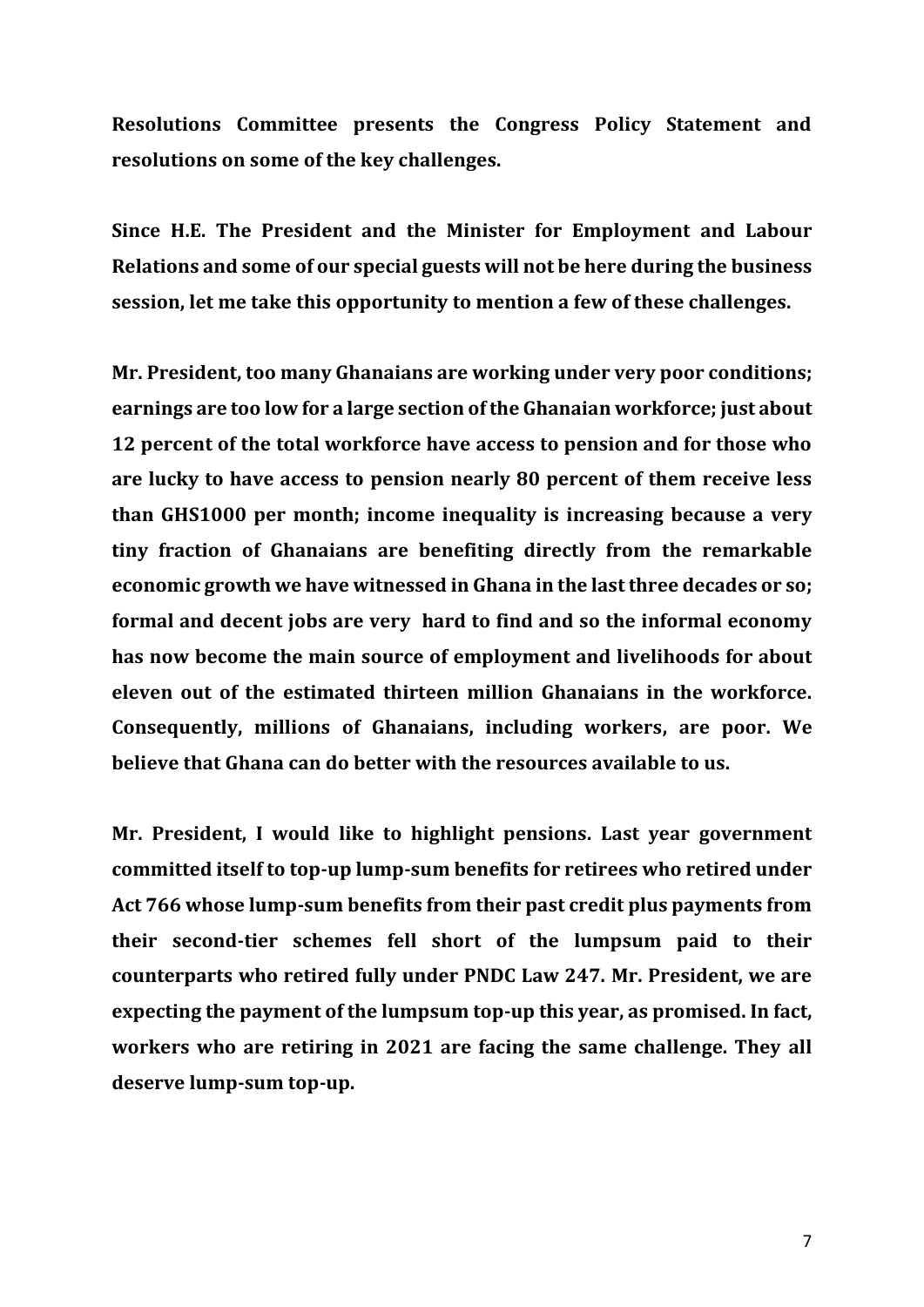**Resolutions Committee presents the Congress Policy Statement and resolutions on some of the key challenges.**

**Since H.E. The President and the Minister for Employment and Labour Relations and some of our special guests will not be here during the business session, let me take this opportunity to mention a few of these challenges.**

**Mr. President, too many Ghanaians are working under very poor conditions; earnings are too low for a large section of the Ghanaian workforce; just about 12 percent of the total workforce have access to pension and for those who are lucky to have access to pension nearly 80 percent of them receive less than GHS1000 per month; income inequality is increasing because a very tiny fraction of Ghanaians are benefiting directly from the remarkable economic growth we have witnessed in Ghana in the last three decades or so; formal and decent jobs are very hard to find and so the informal economy has now become the main source of employment and livelihoods for about eleven out of the estimated thirteen million Ghanaians in the workforce. Consequently, millions of Ghanaians, including workers, are poor. We believe that Ghana can do better with the resources available to us.**

**Mr. President, I would like to highlight pensions. Last year government committed itself to top-up lump-sum benefits for retirees who retired under Act 766 whose lump-sum benefits from their past credit plus payments from their second-tier schemes fell short of the lumpsum paid to their counterparts who retired fully under PNDC Law 247. Mr. President, we are expecting the payment of the lumpsum top-up this year, as promised. In fact, workers who are retiring in 2021 are facing the same challenge. They all deserve lump-sum top-up.**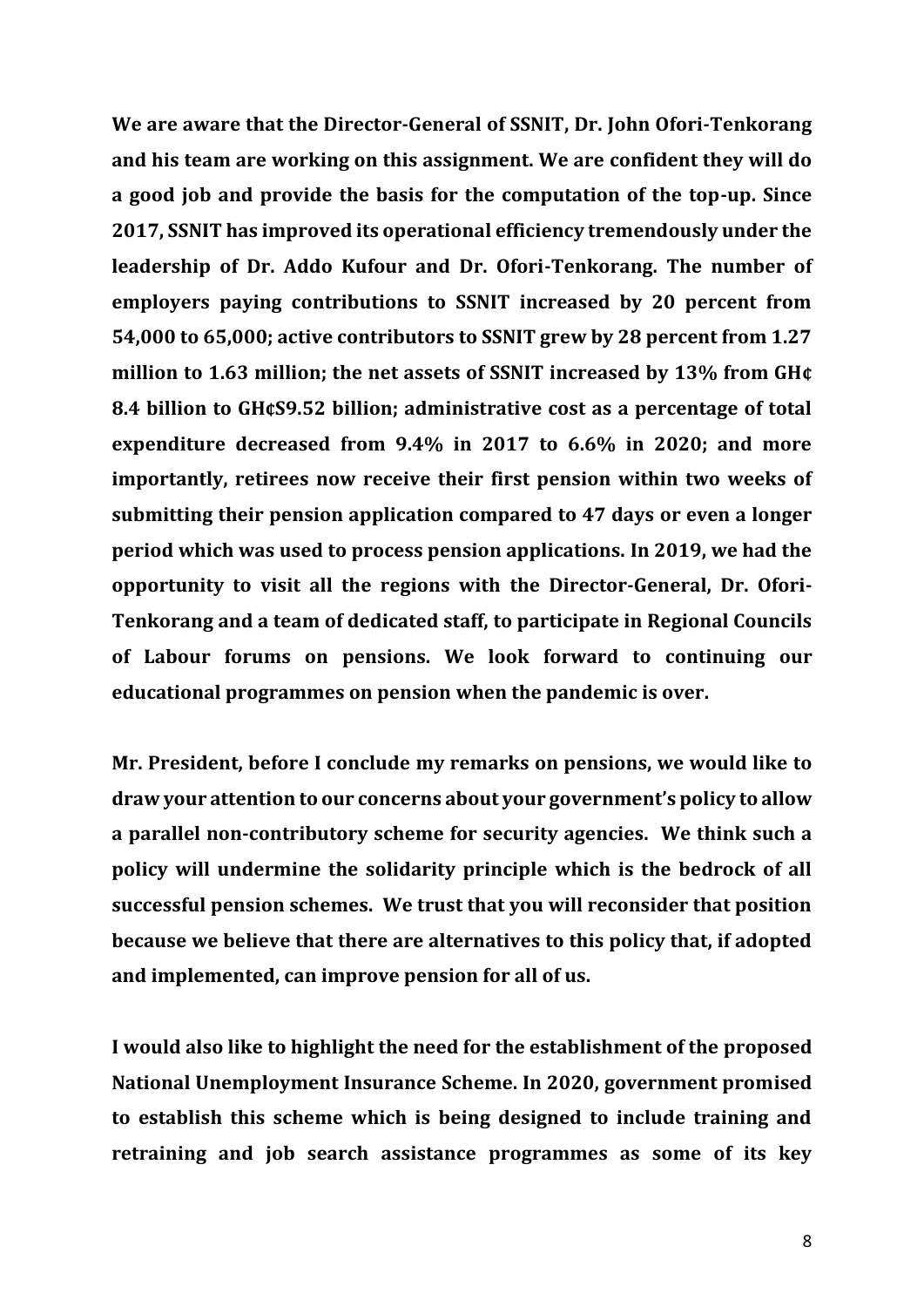**We are aware that the Director-General of SSNIT, Dr. John Ofori-Tenkorang and his team are working on this assignment. We are confident they will do a good job and provide the basis for the computation of the top-up. Since 2017, SSNIT has improved its operational efficiency tremendously under the leadership of Dr. Addo Kufour and Dr. Ofori-Tenkorang. The number of employers paying contributions to SSNIT increased by 20 percent from 54,000 to 65,000; active contributors to SSNIT grew by 28 percent from 1.27 million to 1.63 million; the net assets of SSNIT increased by 13% from GH¢ 8.4 billion to GH¢S9.52 billion; administrative cost as a percentage of total expenditure decreased from 9.4% in 2017 to 6.6% in 2020; and more importantly, retirees now receive their first pension within two weeks of submitting their pension application compared to 47 days or even a longer period which was used to process pension applications. In 2019, we had the opportunity to visit all the regions with the Director-General, Dr. Ofori-Tenkorang and a team of dedicated staff, to participate in Regional Councils of Labour forums on pensions. We look forward to continuing our educational programmes on pension when the pandemic is over.**

**Mr. President, before I conclude my remarks on pensions, we would like to draw your attention to our concerns about your government's policy to allow a parallel non-contributory scheme for security agencies. We think such a policy will undermine the solidarity principle which is the bedrock of all successful pension schemes. We trust that you will reconsider that position because we believe that there are alternatives to this policy that, if adopted and implemented, can improve pension for all of us.**

**I would also like to highlight the need for the establishment of the proposed National Unemployment Insurance Scheme. In 2020, government promised to establish this scheme which is being designed to include training and retraining and job search assistance programmes as some of its key**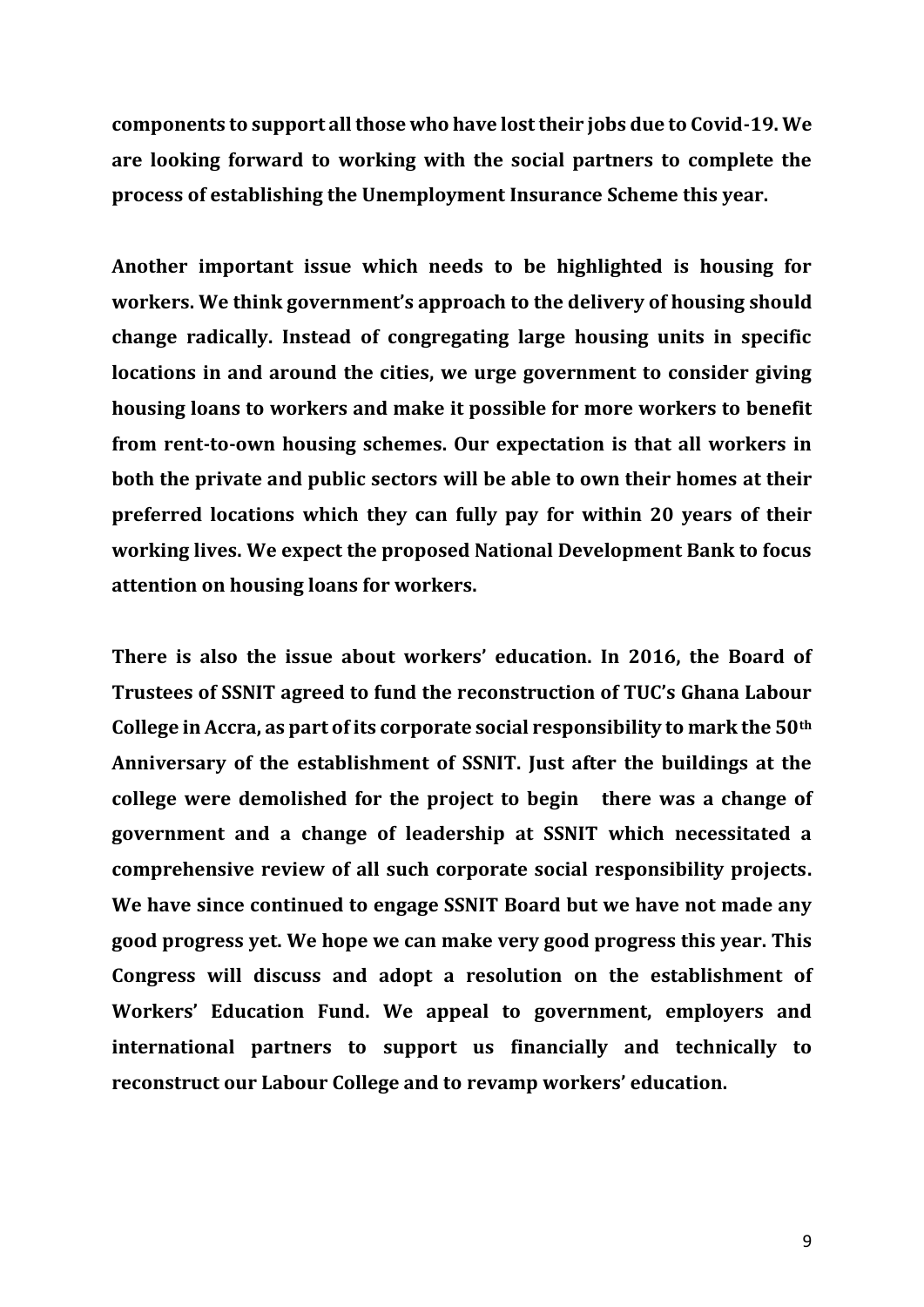**components to support all those who have lost their jobs due to Covid-19. We are looking forward to working with the social partners to complete the process of establishing the Unemployment Insurance Scheme this year.**

**Another important issue which needs to be highlighted is housing for workers. We think government's approach to the delivery of housing should change radically. Instead of congregating large housing units in specific locations in and around the cities, we urge government to consider giving housing loans to workers and make it possible for more workers to benefit from rent-to-own housing schemes. Our expectation is that all workers in both the private and public sectors will be able to own their homes at their preferred locations which they can fully pay for within 20 years of their working lives. We expect the proposed National Development Bank to focus attention on housing loans for workers.**

**There is also the issue about workers' education. In 2016, the Board of Trustees of SSNIT agreed to fund the reconstruction of TUC's Ghana Labour College in Accra, as part of its corporate social responsibility to mark the 50th Anniversary of the establishment of SSNIT. Just after the buildings at the college were demolished for the project to begin there was a change of government and a change of leadership at SSNIT which necessitated a comprehensive review of all such corporate social responsibility projects. We have since continued to engage SSNIT Board but we have not made any good progress yet. We hope we can make very good progress this year. This Congress will discuss and adopt a resolution on the establishment of Workers' Education Fund. We appeal to government, employers and international partners to support us financially and technically to reconstruct our Labour College and to revamp workers' education.**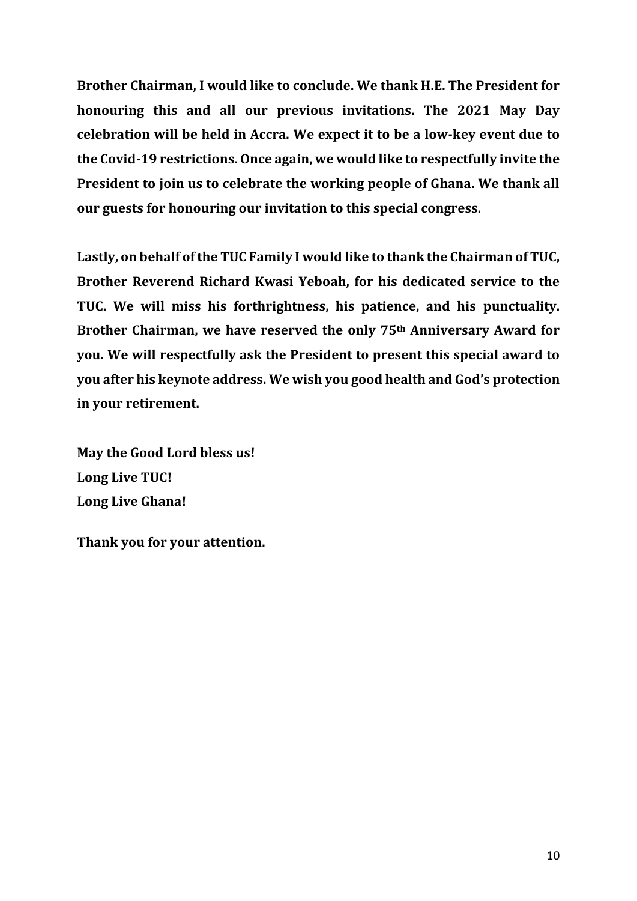**Brother Chairman, I would like to conclude. We thank H.E. The President for honouring this and all our previous invitations. The 2021 May Day celebration will be held in Accra. We expect it to be a low-key event due to the Covid-19 restrictions. Once again, we would like to respectfully invite the President to join us to celebrate the working people of Ghana. We thank all our guests for honouring our invitation to this special congress.**

**Lastly, on behalf of the TUC Family I would like to thank the Chairman of TUC, Brother Reverend Richard Kwasi Yeboah, for his dedicated service to the TUC. We will miss his forthrightness, his patience, and his punctuality. Brother Chairman, we have reserved the only 75th Anniversary Award for you. We will respectfully ask the President to present this special award to you after his keynote address. We wish you good health and God's protection in your retirement.**

**May the Good Lord bless us!**
**Long Live TUC!**
**Long Live Ghana!**

**Thank you for your attention.**